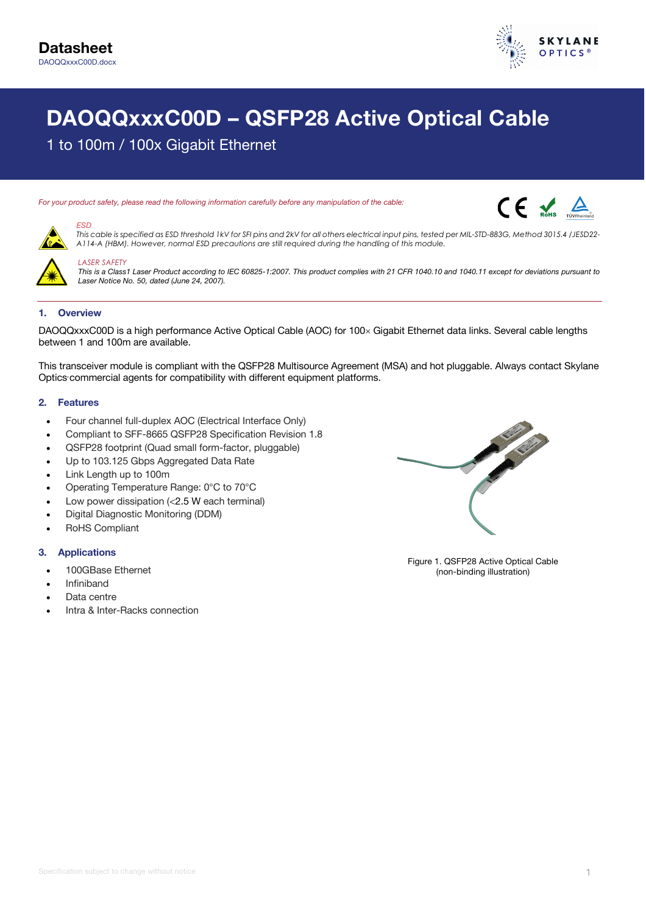**Datasheet**
DAOQQxxxC00D.docx

# DAOQQxxxC00D – QSFP28 Active Optical Cable

1 to 100m / 100x Gigabit Ethernet

*For your product safety, please read the following information carefully before any manipulation of the cable:*

*ESD*
*This cable is specified as ESD threshold 1kV for SFI pins and 2kV for all others electrical input pins, tested per MIL-STD-883G, Method 3015.4 /JESD22-A114-A (HBM). However, normal ESD precautions are still required during the handling of this module.*

*LASER SAFETY*
*This is a Class1 Laser Product according to IEC 60825-1:2007. This product complies with 21 CFR 1040.10 and 1040.11 except for deviations pursuant to Laser Notice No. 50, dated (June 24, 2007).*

## 1. Overview

DAOQQxxxC00D is a high performance Active Optical Cable (AOC) for 100× Gigabit Ethernet data links. Several cable lengths between 1 and 100m are available.

This transceiver module is compliant with the QSFP28 Multisource Agreement (MSA) and hot pluggable. Always contact Skylane Optics commercial agents for compatibility with different equipment platforms.

## 2. Features

- Four channel full-duplex AOC (Electrical Interface Only)
- Compliant to SFF-8665 QSFP28 Specification Revision 1.8
- QSFP28 footprint (Quad small form-factor, pluggable)
- Up to 103.125 Gbps Aggregated Data Rate
- Link Length up to 100m
- Operating Temperature Range: 0°C to 70°C
- Low power dissipation (<2.5 W each terminal)
- Digital Diagnostic Monitoring (DDM)
- RoHS Compliant

Figure 1. QSFP28 Active Optical Cable
(non-binding illustration)

## 3. Applications

- 100GBase Ethernet
- Infiniband
- Data centre
- Intra & Inter-Racks connection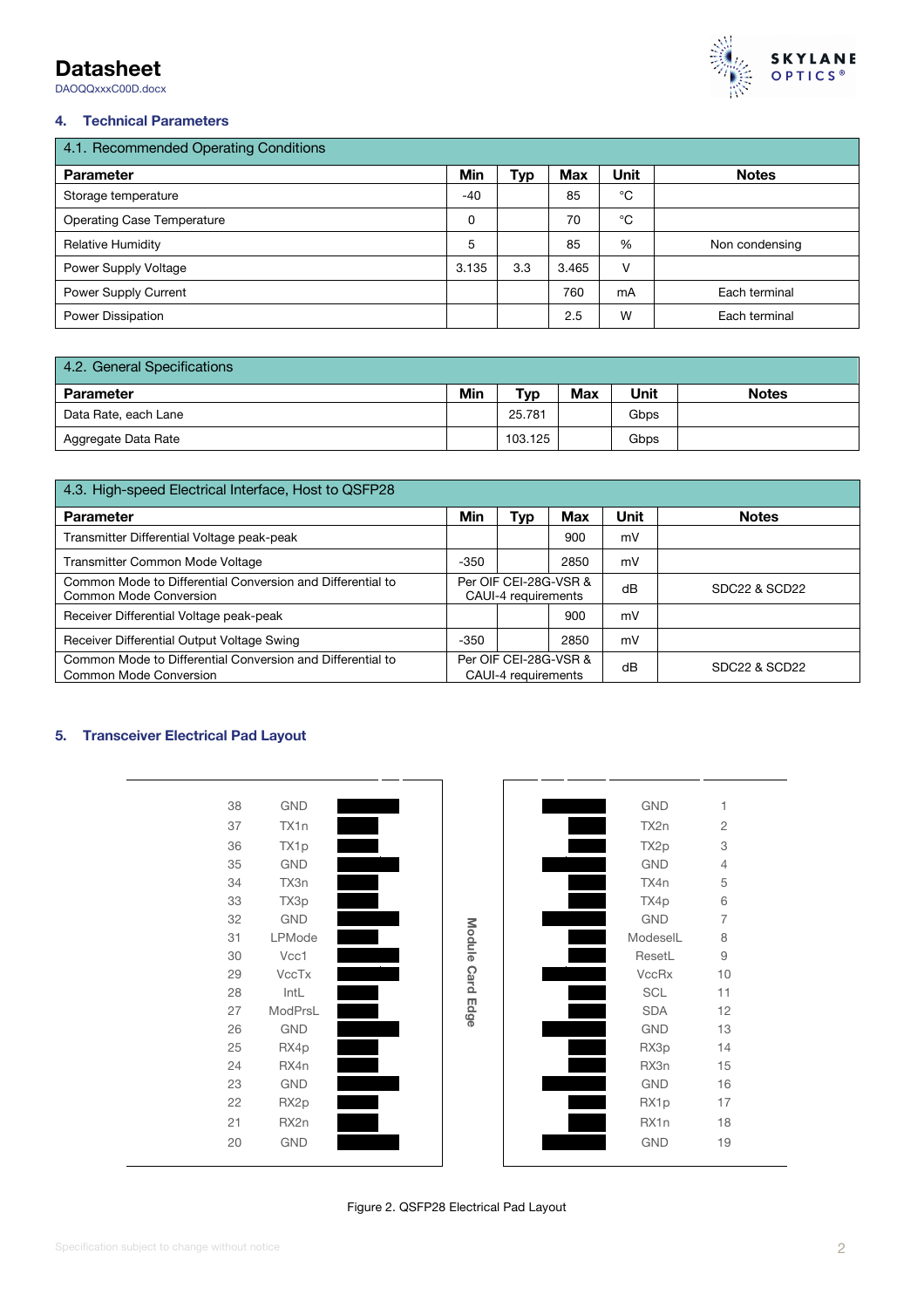## 4. Technical Parameters

| 4.1. Recommended Operating Conditions | | | | | |
|---|---|---|---|---|---|
| **Parameter** | **Min** | **Typ** | **Max** | **Unit** | **Notes** |
| Storage temperature | -40 | | 85 | °C | |
| Operating Case Temperature | 0 | | 70 | °C | |
| Relative Humidity | 5 | | 85 | % | Non condensing |
| Power Supply Voltage | 3.135 | 3.3 | 3.465 | V | |
| Power Supply Current | | | 760 | mA | Each terminal |
| Power Dissipation | | | 2.5 | W | Each terminal |

| 4.2. General Specifications | | | | | |
|---|---|---|---|---|---|
| **Parameter** | **Min** | **Typ** | **Max** | **Unit** | **Notes** |
| Data Rate, each Lane | | 25.781 | | Gbps | |
| Aggregate Data Rate | | 103.125 | | Gbps | |

| 4.3. High-speed Electrical Interface, Host to QSFP28 | | | | | |
|---|---|---|---|---|---|
| **Parameter** | **Min** | **Typ** | **Max** | **Unit** | **Notes** |
| Transmitter Differential Voltage peak-peak | | | 900 | mV | |
| Transmitter Common Mode Voltage | -350 | | 2850 | mV | |
| Common Mode to Differential Conversion and Differential to Common Mode Conversion | Per OIF CEI-28G-VSR & CAUI-4 requirements | | | dB | SDC22 & SCD22 |
| Receiver Differential Voltage peak-peak | | | 900 | mV | |
| Receiver Differential Output Voltage Swing | -350 | | 2850 | mV | |
| Common Mode to Differential Conversion and Differential to Common Mode Conversion | Per OIF CEI-28G-VSR & CAUI-4 requirements | | | dB | SDC22 & SCD22 |

## 5. Transceiver Electrical Pad Layout

| Pin | Signal | | Signal | Pin |
|---|---|---|---|---|
| 38 | GND | Module Card Edge | GND | 1 |
| 37 | TX1n | | TX2n | 2 |
| 36 | TX1p | | TX2p | 3 |
| 35 | GND | | GND | 4 |
| 34 | TX3n | | TX4n | 5 |
| 33 | TX3p | | TX4p | 6 |
| 32 | GND | | GND | 7 |
| 31 | LPMode | | ModselL | 8 |
| 30 | Vcc1 | | ResetL | 9 |
| 29 | VccTx | | VccRx | 10 |
| 28 | IntL | | SCL | 11 |
| 27 | ModPrsL | | SDA | 12 |
| 26 | GND | | GND | 13 |
| 25 | RX4p | | RX3p | 14 |
| 24 | RX4n | | RX3n | 15 |
| 23 | GND | | GND | 16 |
| 22 | RX2p | | RX1p | 17 |
| 21 | RX2n | | RX1n | 18 |
| 20 | GND | | GND | 19 |

Figure 2. QSFP28 Electrical Pad Layout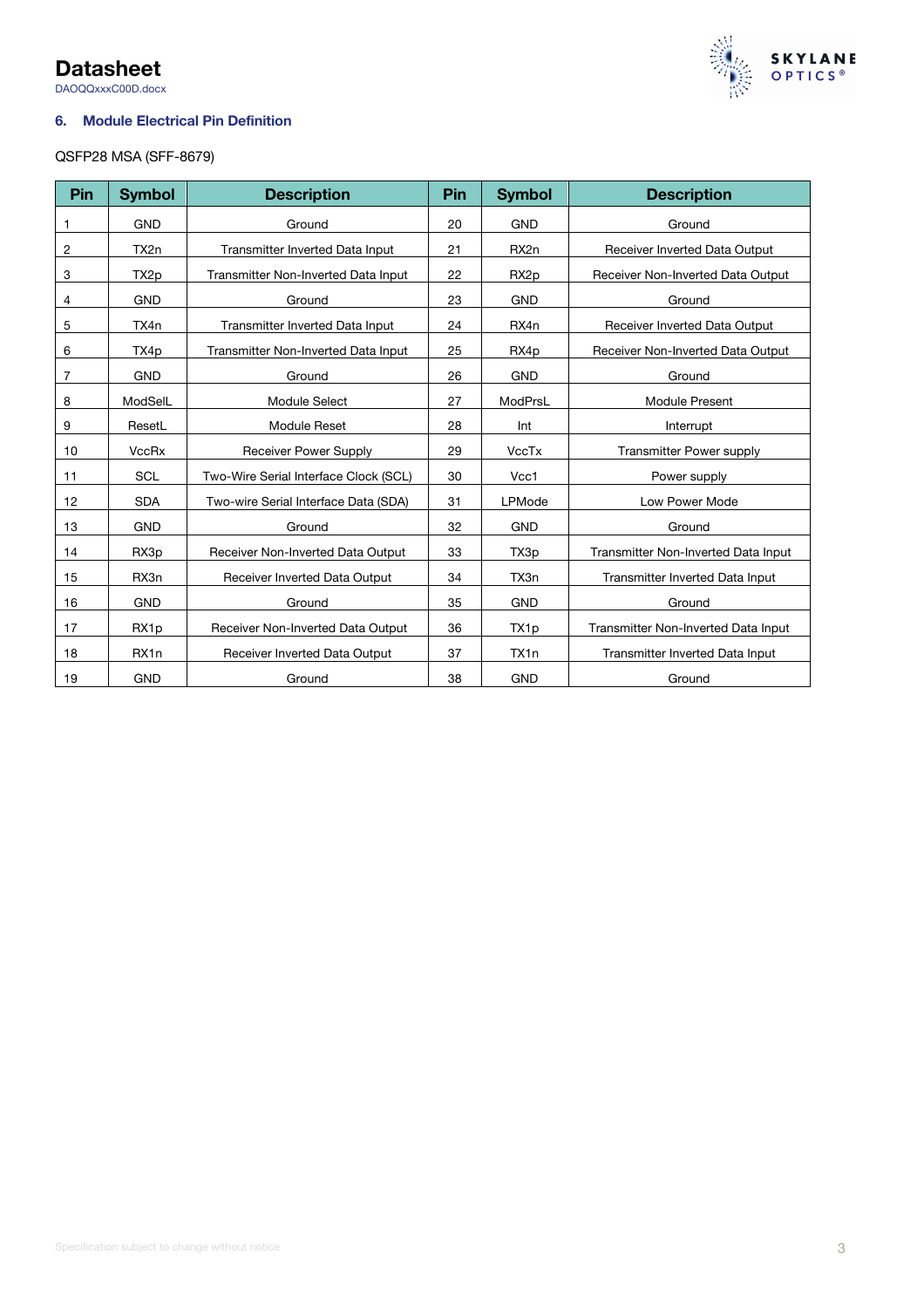## 6. Module Electrical Pin Definition

QSFP28 MSA (SFF-8679)

| Pin | Symbol | Description | Pin | Symbol | Description |
|---|---|---|---|---|---|
| 1 | GND | Ground | 20 | GND | Ground |
| 2 | TX2n | Transmitter Inverted Data Input | 21 | RX2n | Receiver Inverted Data Output |
| 3 | TX2p | Transmitter Non-Inverted Data Input | 22 | RX2p | Receiver Non-Inverted Data Output |
| 4 | GND | Ground | 23 | GND | Ground |
| 5 | TX4n | Transmitter Inverted Data Input | 24 | RX4n | Receiver Inverted Data Output |
| 6 | TX4p | Transmitter Non-Inverted Data Input | 25 | RX4p | Receiver Non-Inverted Data Output |
| 7 | GND | Ground | 26 | GND | Ground |
| 8 | ModSelL | Module Select | 27 | ModPrsL | Module Present |
| 9 | ResetL | Module Reset | 28 | Int | Interrupt |
| 10 | VccRx | Receiver Power Supply | 29 | VccTx | Transmitter Power supply |
| 11 | SCL | Two-Wire Serial Interface Clock (SCL) | 30 | Vcc1 | Power supply |
| 12 | SDA | Two-wire Serial Interface Data (SDA) | 31 | LPMode | Low Power Mode |
| 13 | GND | Ground | 32 | GND | Ground |
| 14 | RX3p | Receiver Non-Inverted Data Output | 33 | TX3p | Transmitter Non-Inverted Data Input |
| 15 | RX3n | Receiver Inverted Data Output | 34 | TX3n | Transmitter Inverted Data Input |
| 16 | GND | Ground | 35 | GND | Ground |
| 17 | RX1p | Receiver Non-Inverted Data Output | 36 | TX1p | Transmitter Non-Inverted Data Input |
| 18 | RX1n | Receiver Inverted Data Output | 37 | TX1n | Transmitter Inverted Data Input |
| 19 | GND | Ground | 38 | GND | Ground |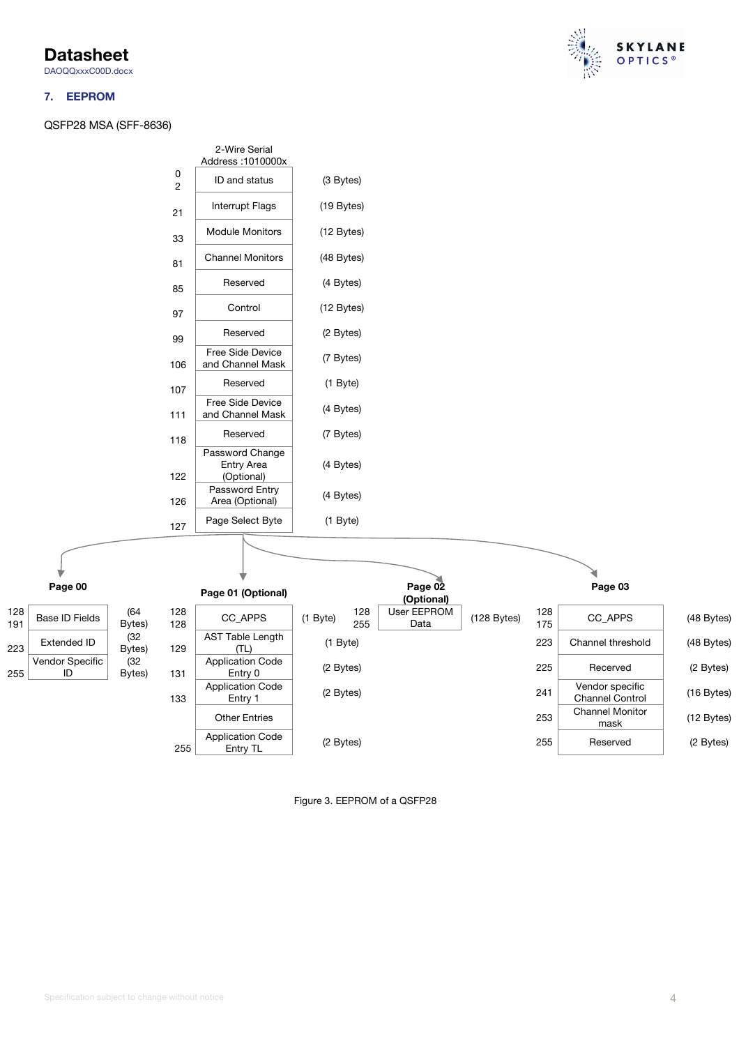## 7. EEPROM

QSFP28 MSA (SFF-8636)

2-Wire Serial Address :1010000x

| Address | Field | Size |
|---|---|---|
| 0<br>2 | ID and status | (3 Bytes) |
| 21 | Interrupt Flags | (19 Bytes) |
| 33 | Module Monitors | (12 Bytes) |
| 81 | Channel Monitors | (48 Bytes) |
| 85 | Reserved | (4 Bytes) |
| 97 | Control | (12 Bytes) |
| 99 | Reserved | (2 Bytes) |
| 106 | Free Side Device and Channel Mask | (7 Bytes) |
| 107 | Reserved | (1 Byte) |
| 111 | Free Side Device and Channel Mask | (4 Bytes) |
| 118 | Reserved | (7 Bytes) |
| 122 | Password Change Entry Area (Optional) | (4 Bytes) |
| 126 | Password Entry Area (Optional) | (4 Bytes) |
| 127 | Page Select Byte | (1 Byte) |

**Page 00**

| Address | Field | Size |
|---|---|---|
| 128<br>191 | Base ID Fields | (64 Bytes) |
| 223 | Extended ID | (32 Bytes) |
| 255 | Vendor Specific ID | (32 Bytes) |

**Page 01 (Optional)**

| Address | Field | Size |
|---|---|---|
| 128<br>128 | CC_APPS | (1 Byte) |
| 129 | AST Table Length (TL) | (1 Byte) |
| 131 | Application Code Entry 0 | (2 Bytes) |
| 133 | Application Code Entry 1 | (2 Bytes) |
| | Other Entries | |
| 255 | Application Code Entry TL | (2 Bytes) |

**Page 02 (Optional)**

| Address | Field | Size |
|---|---|---|
| 128<br>255 | User EEPROM Data | (128 Bytes) |

**Page 03**

| Address | Field | Size |
|---|---|---|
| 128<br>175 | CC_APPS | (48 Bytes) |
| 223 | Channel threshold | (48 Bytes) |
| 225 | Recerved | (2 Bytes) |
| 241 | Vendor specific Channel Control | (16 Bytes) |
| 253 | Channel Monitor mask | (12 Bytes) |
| 255 | Reserved | (2 Bytes) |

Figure 3. EEPROM of a QSFP28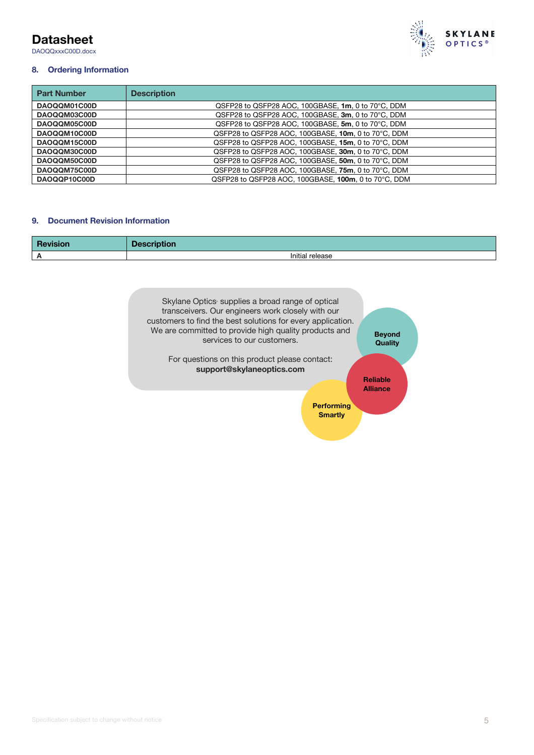## 8. Ordering Information

| Part Number | Description |
|---|---|
| DAOQQM01C00D | QSFP28 to QSFP28 AOC, 100GBASE, **1m**, 0 to 70°C, DDM |
| DAOQQM03C00D | QSFP28 to QSFP28 AOC, 100GBASE, **3m**, 0 to 70°C, DDM |
| DAOQQM05C00D | QSFP28 to QSFP28 AOC, 100GBASE, **5m**, 0 to 70°C, DDM |
| DAOQQM10C00D | QSFP28 to QSFP28 AOC, 100GBASE, **10m**, 0 to 70°C, DDM |
| DAOQQM15C00D | QSFP28 to QSFP28 AOC, 100GBASE, **15m**, 0 to 70°C, DDM |
| DAOQQM30C00D | QSFP28 to QSFP28 AOC, 100GBASE, **30m**, 0 to 70°C, DDM |
| DAOQQM50C00D | QSFP28 to QSFP28 AOC, 100GBASE, **50m**, 0 to 70°C, DDM |
| DAOQQM75C00D | QSFP28 to QSFP28 AOC, 100GBASE, **75m**, 0 to 70°C, DDM |
| DAOQQP10C00D | QSFP28 to QSFP28 AOC, 100GBASE, **100m**, 0 to 70°C, DDM |

## 9. Document Revision Information

| Revision | Description |
|---|---|
| A | Initial release |

Skylane Optics supplies a broad range of optical transceivers. Our engineers work closely with our customers to find the best solutions for every application. We are committed to provide high quality products and services to our customers.

For questions on this product please contact:
**support@skylaneoptics.com**

**Beyond Quality**

**Reliable Alliance**

**Performing Smartly**